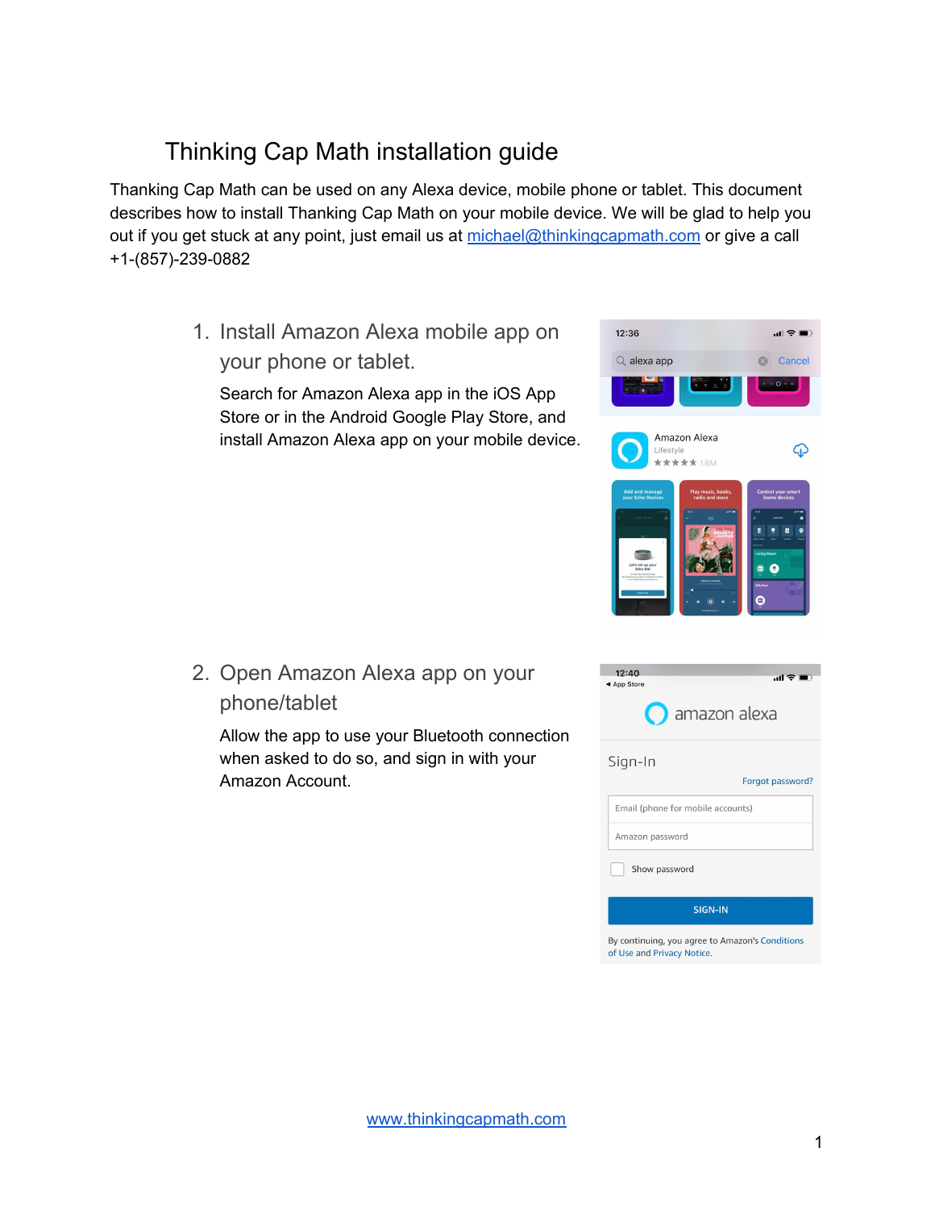# Thinking Cap Math installation guide

Thanking Cap Math can be used on any Alexa device, mobile phone or tablet. This document describes how to install Thanking Cap Math on your mobile device. We will be glad to help you out if you get stuck at any point, just email us at michael@thinkingcapmath.com or give a call +1-(857)-239-0882

1. Install Amazon Alexa mobile app on your phone or tablet.

   Search for Amazon Alexa app in the iOS App Store or in the Android Google Play Store, and install Amazon Alexa app on your mobile device.

2. Open Amazon Alexa app on your phone/tablet

   Allow the app to use your Bluetooth connection when asked to do so, and sign in with your Amazon Account.

www.thinkingcapmath.com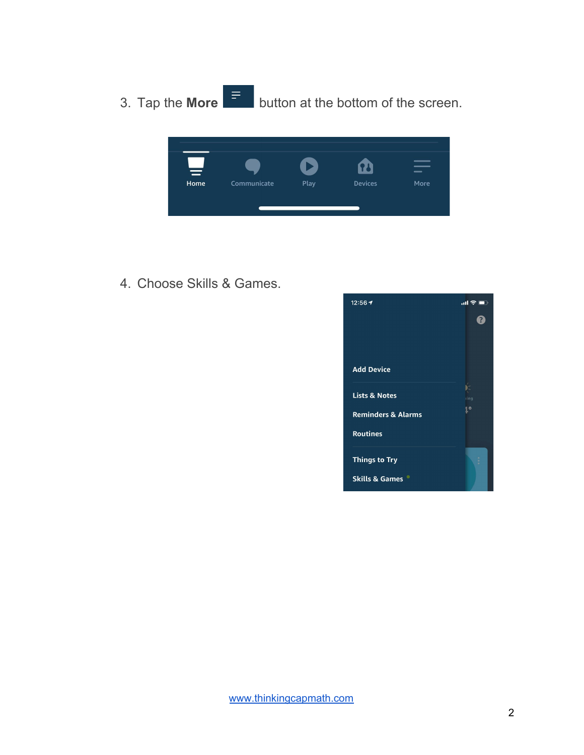3. Tap the **More** button at the bottom of the screen.

4. Choose Skills & Games.

[www.thinkingcapmath.com](http://www.thinkingcapmath.com)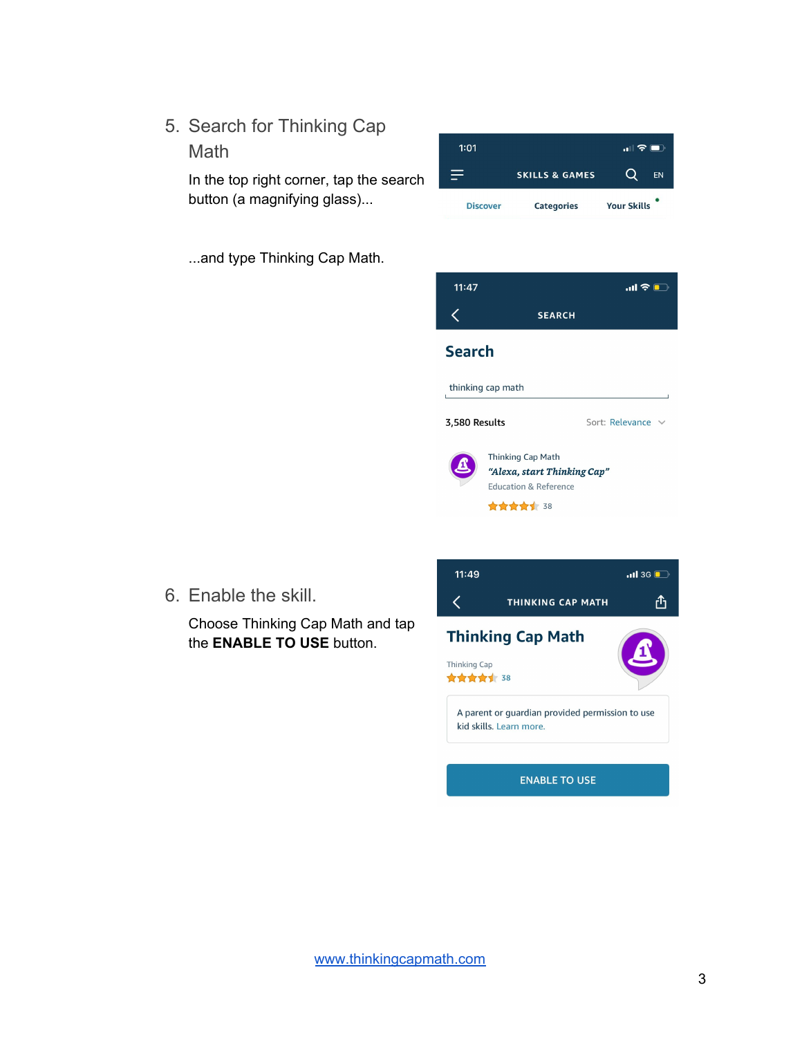5. Search for Thinking Cap Math

   In the top right corner, tap the search button (a magnifying glass)...

   ...and type Thinking Cap Math.

6. Enable the skill.

   Choose Thinking Cap Math and tap the **ENABLE TO USE** button.

[www.thinkingcapmath.com](http://www.thinkingcapmath.com)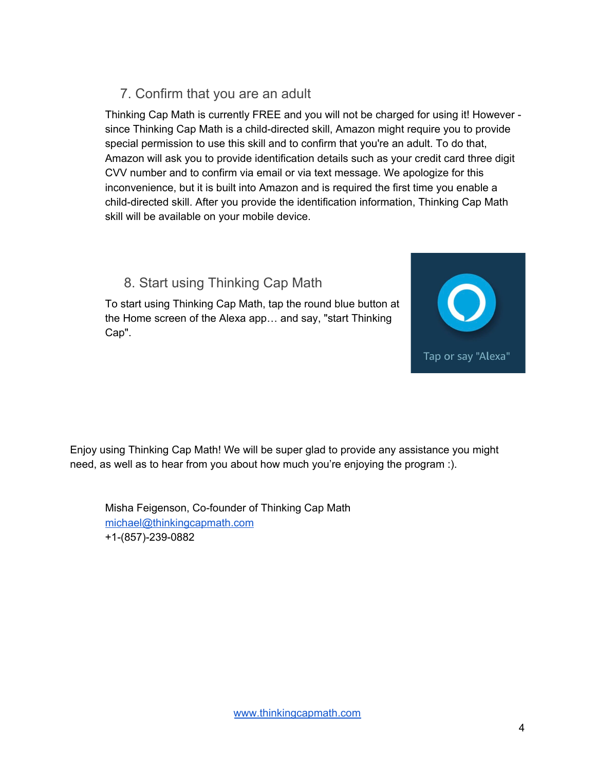## 7. Confirm that you are an adult

Thinking Cap Math is currently FREE and you will not be charged for using it! However - since Thinking Cap Math is a child-directed skill, Amazon might require you to provide special permission to use this skill and to confirm that you're an adult. To do that, Amazon will ask you to provide identification details such as your credit card three digit CVV number and to confirm via email or via text message. We apologize for this inconvenience, but it is built into Amazon and is required the first time you enable a child-directed skill. After you provide the identification information, Thinking Cap Math skill will be available on your mobile device.

## 8. Start using Thinking Cap Math

To start using Thinking Cap Math, tap the round blue button at the Home screen of the Alexa app… and say, "start Thinking Cap".

Tap or say "Alexa"

Enjoy using Thinking Cap Math! We will be super glad to provide any assistance you might need, as well as to hear from you about how much you're enjoying the program :).

Misha Feigenson, Co-founder of Thinking Cap Math
michael@thinkingcapmath.com
+1-(857)-239-0882

www.thinkingcapmath.com